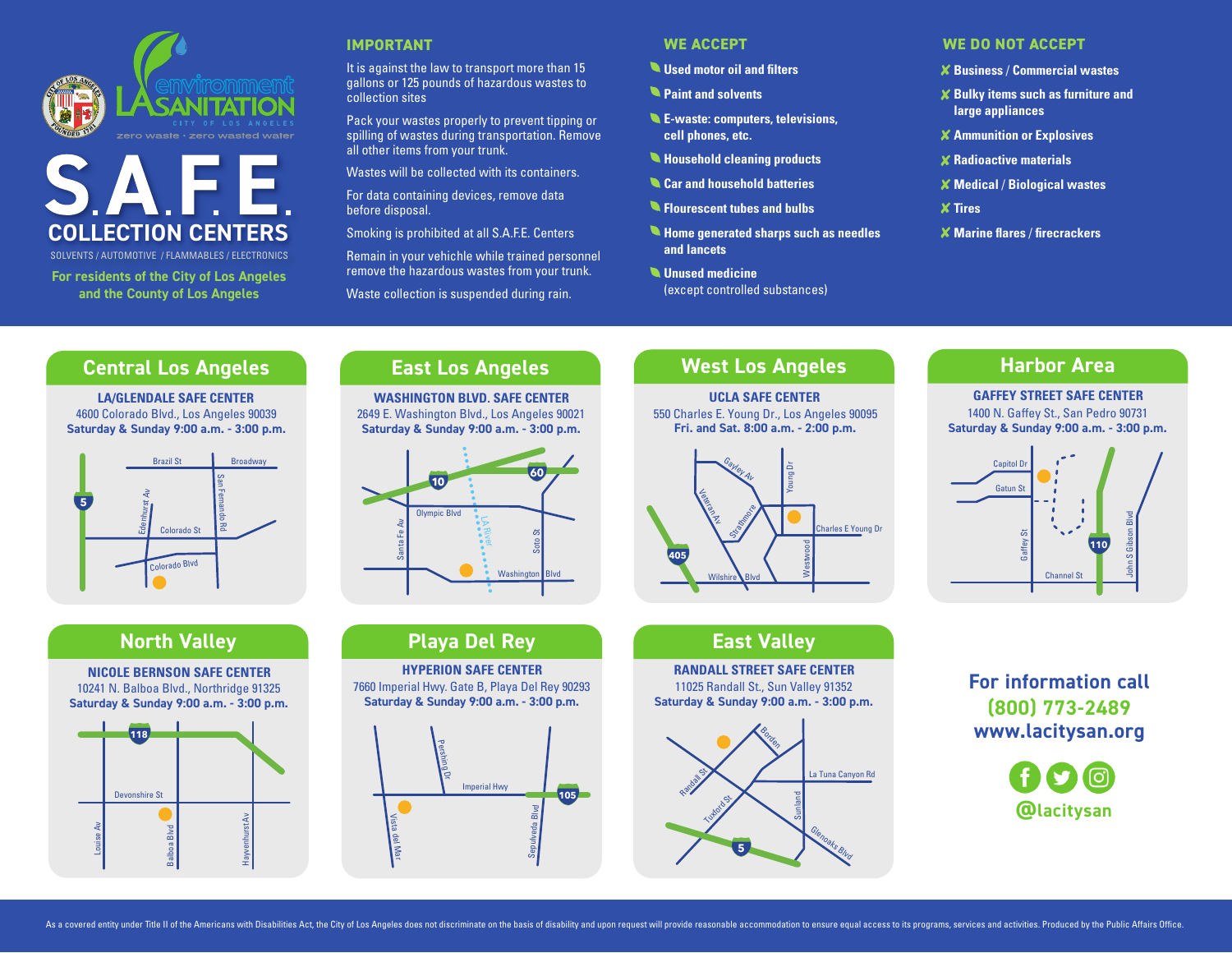LA Sanitation & Environment — City of Los Angeles — zero waste · zero wasted water

# S.A.F.E. COLLECTION CENTERS

SOLVENTS / AUTOMOTIVE / FLAMMABLES / ELECTRONICS

**For residents of the City of Los Angeles and the County of Los Angeles**

## IMPORTANT

It is against the law to transport more than 15 gallons or 125 pounds of hazardous wastes to collection sites

Pack your wastes properly to prevent tipping or spilling of wastes during transportation. Remove all other items from your trunk.

Wastes will be collected with its containers.

For data containing devices, remove data before disposal.

Smoking is prohibited at all S.A.F.E. Centers

Remain in your vehichle while trained personnel remove the hazardous wastes from your trunk.

Waste collection is suspended during rain.

## WE ACCEPT

- **Used motor oil and filters**
- **Paint and solvents**
- **E-waste: computers, televisions, cell phones, etc.**
- **Household cleaning products**
- **Car and household batteries**
- **Flourescent tubes and bulbs**
- **Home generated sharps such as needles and lancets**
- **Unused medicine** (except controlled substances)

## WE DO NOT ACCEPT

- ✗ **Business / Commercial wastes**
- ✗ **Bulky items such as furniture and large appliances**
- ✗ **Ammunition or Explosives**
- ✗ **Radioactive materials**
- ✗ **Medical / Biological wastes**
- ✗ **Tires**
- ✗ **Marine flares / firecrackers**

## Central Los Angeles

**LA/GLENDALE SAFE CENTER**
4600 Colorado Blvd., Los Angeles 90039
**Saturday & Sunday 9:00 a.m. - 3:00 p.m.**

## East Los Angeles

**WASHINGTON BLVD. SAFE CENTER**
2649 E. Washington Blvd., Los Angeles 90021
**Saturday & Sunday 9:00 a.m. - 3:00 p.m.**

## West Los Angeles

**UCLA SAFE CENTER**
550 Charles E. Young Dr., Los Angeles 90095
**Fri. and Sat. 8:00 a.m. - 2:00 p.m.**

## Harbor Area

**GAFFEY STREET SAFE CENTER**
1400 N. Gaffey St., San Pedro 90731
**Saturday & Sunday 9:00 a.m. - 3:00 p.m.**

## North Valley

**NICOLE BERNSON SAFE CENTER**
10241 N. Balboa Blvd., Northridge 91325
**Saturday & Sunday 9:00 a.m. - 3:00 p.m.**

## Playa Del Rey

**HYPERION SAFE CENTER**
7660 Imperial Hwy. Gate B, Playa Del Rey 90293
**Saturday & Sunday 9:00 a.m. - 3:00 p.m.**

## East Valley

**RANDALL STREET SAFE CENTER**
11025 Randall St., Sun Valley 91352
**Saturday & Sunday 9:00 a.m. - 3:00 p.m.**

**For information call**
**(800) 773-2489**
**www.lacitysan.org**

**@lacitysan**

As a covered entity under Title II of the Americans with Disabilities Act, the City of Los Angeles does not discriminate on the basis of disability and upon request will provide reasonable accommodation to ensure equal access to its programs, services and activities. Produced by the Public Affairs Office.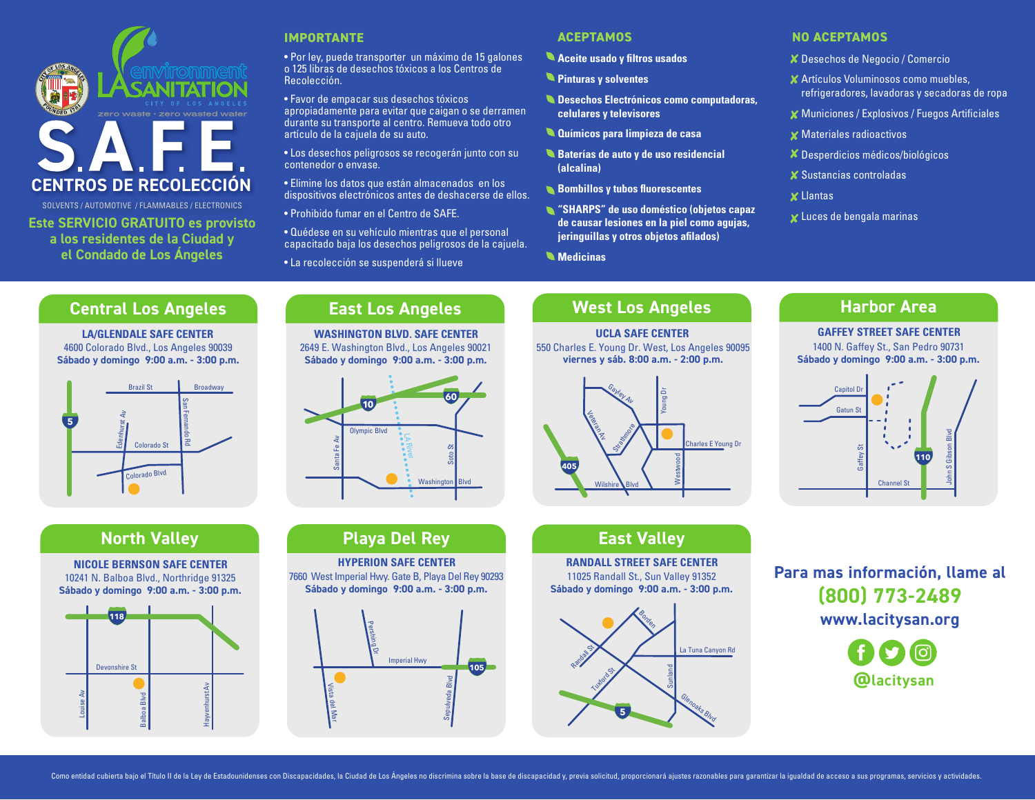environment LA SANITATION
CITY OF LOS ANGELES
zero waste · zero wasted water

# S.A.F.E.

## CENTROS DE RECOLECCIÓN

SOLVENTS / AUTOMOTIVE / FLAMMABLES / ELECTRONICS

**Este SERVICIO GRATUITO es provisto a los residentes de la Ciudad y el Condado de Los Ángeles**

### IMPORTANTE

- Por ley, puede transporter un máximo de 15 galones o 125 libras de desechos tóxicos a los Centros de Recolección.
- Favor de empacar sus desechos tóxicos apropiadamente para evitar que caigan o se derramen durante su transporte al centro. Remueva todo otro artículo de la cajuela de su auto.
- Los desechos peligrosos se recogerán junto con su contenedor o envase.
- Elimine los datos que están almacenados en los dispositivos electrónicos antes de deshacerse de ellos.
- Prohibido fumar en el Centro de SAFE.
- Quédese en su vehículo mientras que el personal capacitado baja los desechos peligrosos de la cajuela.
- La recolección se suspenderá si llueve

### ACEPTAMOS

- **Aceite usado y filtros usados**
- **Pinturas y solventes**
- **Desechos Electrónicos como computadoras, celulares y televisores**
- **Químicos para limpieza de casa**
- **Baterías de auto y de uso residencial (alcalina)**
- **Bombillos y tubos fluorescentes**
- **"SHARPS" de uso doméstico (objetos capaz de causar lesiones en la piel como agujas, jeringuillas y otros objetos afilados)**
- **Medicinas**

### NO ACEPTAMOS

- Desechos de Negocio / Comercio
- Artículos Voluminosos como muebles, refrigeradores, lavadoras y secadoras de ropa
- Municiones / Explosivos / Fuegos Artificiales
- Materiales radioactivos
- Desperdicios médicos/biológicos
- Sustancias controladas
- Llantas
- Luces de bengala marinas

## Central Los Angeles

**LA/GLENDALE SAFE CENTER**
4600 Colorado Blvd., Los Angeles 90039
**Sábado y domingo 9:00 a.m. - 3:00 p.m.**

Brazil St, Broadway, 5, Edenhurst Av, San Fernando Rd, Colorado St, Colorado Blvd

## East Los Angeles

**WASHINGTON BLVD. SAFE CENTER**
2649 E. Washington Blvd., Los Angeles 90021
**Sábado y domingo 9:00 a.m. - 3:00 p.m.**

10, 60, Olympic Blvd, Santa Fe Av, LA River, Soto St, Washington Blvd

## West Los Angeles

**UCLA SAFE CENTER**
550 Charles E. Young Dr. West, Los Angeles 90095
**viernes y sáb. 8:00 a.m. - 2:00 p.m.**

Gayley Av, Young Dr, Veteran Av, Strathmore, Charles E Young Dr, 405, Westwood, Wilshire Blvd

## Harbor Area

**GAFFEY STREET SAFE CENTER**
1400 N. Gaffey St., San Pedro 90731
**Sábado y domingo 9:00 a.m. - 3:00 p.m.**

Capitol Dr, Gatun St, Gaffey St, 110, John S Gibson Blvd, Channel St

## North Valley

**NICOLE BERNSON SAFE CENTER**
10241 N. Balboa Blvd., Northridge 91325
**Sábado y domingo 9:00 a.m. - 3:00 p.m.**

118, Devonshire St, Louise Av, Balboa Blvd, HayvenhurstAv

## Playa Del Rey

**HYPERION SAFE CENTER**
7660 West Imperial Hwy. Gate B, Playa Del Rey 90293
**Sábado y domingo 9:00 a.m. - 3:00 p.m.**

Pershing Dr, Imperial Hwy, 105, Vista del Mar, Sepulveda Blvd

## East Valley

**RANDALL STREET SAFE CENTER**
11025 Randall St., Sun Valley 91352
**Sábado y domingo 9:00 a.m. - 3:00 p.m.**

Borden, Randall St, La Tuna Canyon Rd, Tuxford St, Sunland, Glenoaks Blvd, 5

**Para mas información, llame al (800) 773-2489**
**www.lacitysan.org**
**@lacitysan**

Como entidad cubierta bajo el Título II de la Ley de Estadounidenses con Discapacidades, la Ciudad de Los Ángeles no discrimina sobre la base de discapacidad y, previa solicitud, proporcionará ajustes razonables para garantizar la igualdad de acceso a sus programas, servicios y actividades.